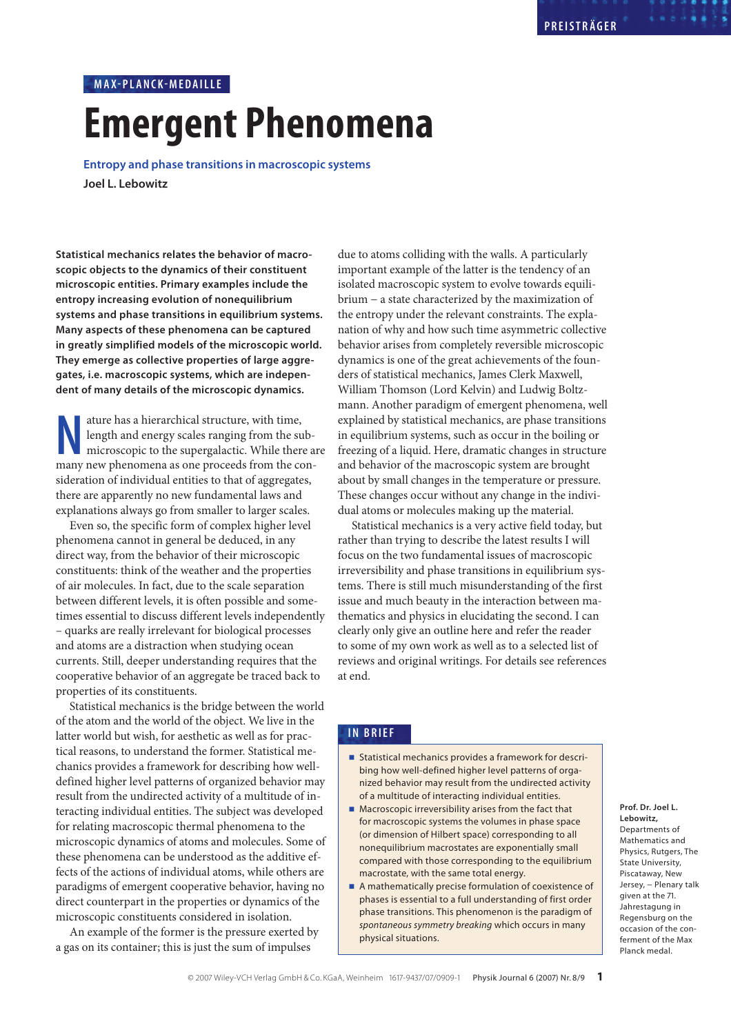MAX-PLANCK-MEDAILLE

# Emergent Phenomena

## Entropy and phase transitions in macroscopic systems

**Joel L. Lebowitz**

**Statistical mechanics relates the behavior of macroscopic objects to the dynamics of their constituent microscopic entities. Primary examples include the entropy increasing evolution of nonequilibrium systems and phase transitions in equilibrium systems. Many aspects of these phenomena can be captured in greatly simplified models of the microscopic world. They emerge as collective properties of large aggregates, i.e. macroscopic systems, which are independent of many details of the microscopic dynamics.**

Nature has a hierarchical structure, with time, length and energy scales ranging from the submicroscopic to the supergalactic. While there are many new phenomena as one proceeds from the consideration of individual entities to that of aggregates, there are apparently no new fundamental laws and explanations always go from smaller to larger scales.

Even so, the specific form of complex higher level phenomena cannot in general be deduced, in any direct way, from the behavior of their microscopic constituents: think of the weather and the properties of air molecules. In fact, due to the scale separation between different levels, it is often possible and sometimes essential to discuss different levels independently – quarks are really irrelevant for biological processes and atoms are a distraction when studying ocean currents. Still, deeper understanding requires that the cooperative behavior of an aggregate be traced back to properties of its constituents.

Statistical mechanics is the bridge between the world of the atom and the world of the object. We live in the latter world but wish, for aesthetic as well as for practical reasons, to understand the former. Statistical mechanics provides a framework for describing how well-defined higher level patterns of organized behavior may result from the undirected activity of a multitude of interacting individual entities. The subject was developed for relating macroscopic thermal phenomena to the microscopic dynamics of atoms and molecules. Some of these phenomena can be understood as the additive effects of the actions of individual atoms, while others are paradigms of emergent cooperative behavior, having no direct counterpart in the properties or dynamics of the microscopic constituents considered in isolation.

An example of the former is the pressure exerted by a gas on its container; this is just the sum of impulses due to atoms colliding with the walls. A particularly important example of the latter is the tendency of an isolated macroscopic system to evolve towards equilibrium – a state characterized by the maximization of the entropy under the relevant constraints. The explanation of why and how such time asymmetric collective behavior arises from completely reversible microscopic dynamics is one of the great achievements of the founders of statistical mechanics, James Clerk Maxwell, William Thomson (Lord Kelvin) and Ludwig Boltzmann. Another paradigm of emergent phenomena, well explained by statistical mechanics, are phase transitions in equilibrium systems, such as occur in the boiling or freezing of a liquid. Here, dramatic changes in structure and behavior of the macroscopic system are brought about by small changes in the temperature or pressure. These changes occur without any change in the individual atoms or molecules making up the material.

Statistical mechanics is a very active field today, but rather than trying to describe the latest results I will focus on the two fundamental issues of macroscopic irreversibility and phase transitions in equilibrium systems. There is still much misunderstanding of the first issue and much beauty in the interaction between mathematics and physics in elucidating the second. I can clearly only give an outline here and refer the reader to some of my own work as well as to a selected list of reviews and original writings. For details see references at end.

### IN BRIEF

- Statistical mechanics provides a framework for describing how well-defined higher level patterns of organized behavior may result from the undirected activity of a multitude of interacting individual entities.
- Macroscopic irreversibility arises from the fact that for macroscopic systems the volumes in phase space (or dimension of Hilbert space) corresponding to all nonequilibrium macrostates are exponentially small compared with those corresponding to the equilibrium macrostate, with the same total energy.
- A mathematically precise formulation of coexistence of phases is essential to a full understanding of first order phase transitions. This phenomenon is the paradigm of *spontaneous symmetry breaking* which occurs in many physical situations.

**Prof. Dr. Joel L. Lebowitz,** Departments of Mathematics and Physics, Rutgers, The State University, Piscataway, New Jersey, – Plenary talk given at the 71. Jahrestagung in Regensburg on the occasion of the conferment of the Max Planck medal.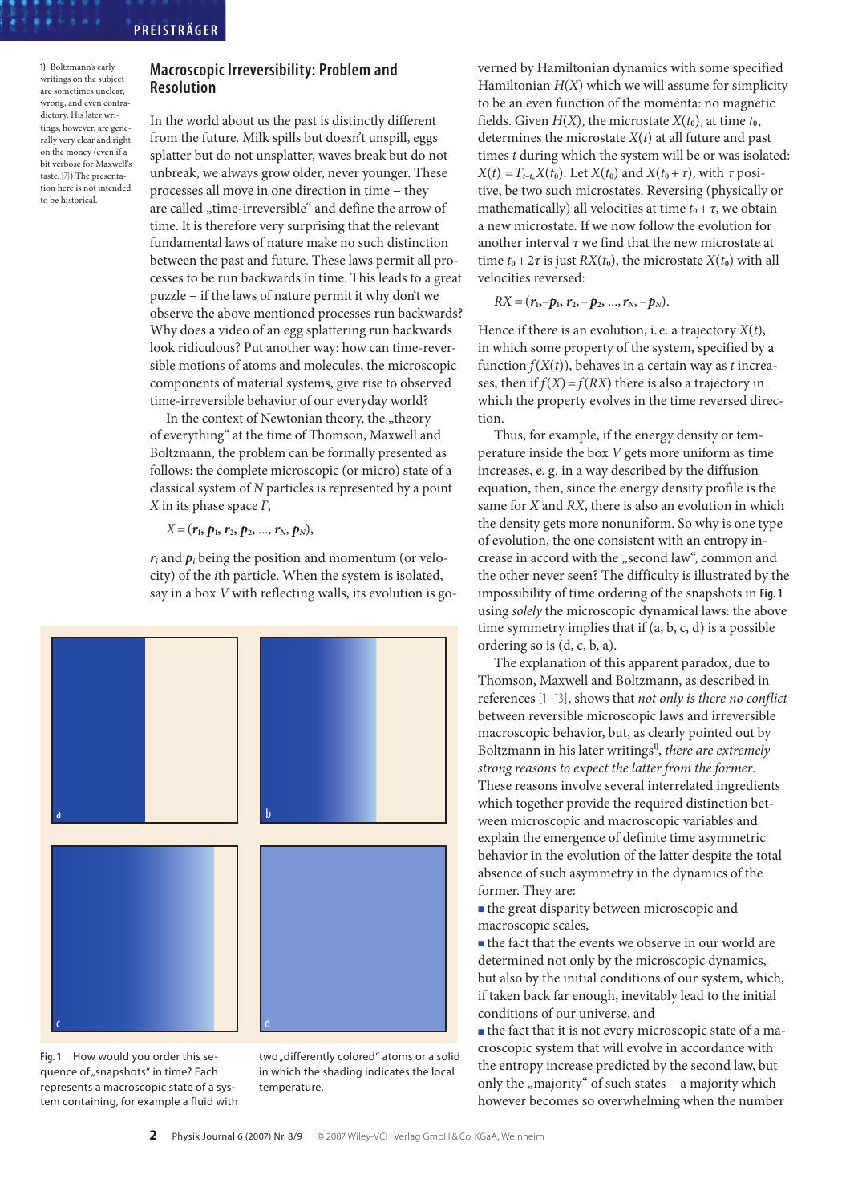## Macroscopic Irreversibility: Problem and Resolution

In the world about us the past is distinctly different from the future. Milk spills but doesn't unspill, eggs splatter but do not unsplatter, waves break but do not unbreak, we always grow older, never younger. These processes all move in one direction in time – they are called „time-irreversible" and define the arrow of time. It is therefore very surprising that the relevant fundamental laws of nature make no such distinction between the past and future. These laws permit all processes to be run backwards in time. This leads to a great puzzle – if the laws of nature permit it why don't we observe the above mentioned processes run backwards? Why does a video of an egg splattering run backwards look ridiculous? Put another way: how can time-reversible motions of atoms and molecules, the microscopic components of material systems, give rise to observed time-irreversible behavior of our everyday world?

In the context of Newtonian theory, the „theory of everything" at the time of Thomson, Maxwell and Boltzmann, the problem can be formally presented as follows: the complete microscopic (or micro) state of a classical system of $N$ particles is represented by a point $X$ in its phase space $\Gamma$,

$$X = (\boldsymbol{r}_1, \boldsymbol{p}_1, \boldsymbol{r}_2, \boldsymbol{p}_2, \ldots, \boldsymbol{r}_N, \boldsymbol{p}_N),$$

$\boldsymbol{r}_i$ and $\boldsymbol{p}_i$ being the position and momentum (or velocity) of the $i$th particle. When the system is isolated, say in a box $V$ with reflecting walls, its evolution is governed by Hamiltonian dynamics with some specified Hamiltonian $H(X)$ which we will assume for simplicity to be an even function of the momenta: no magnetic fields. Given $H(X)$, the microstate $X(t_0)$, at time $t_0$, determines the microstate $X(t)$ at all future and past times $t$ during which the system will be or was isolated: $X(t) = T_{t-t_0}X(t_0)$. Let $X(t_0)$ and $X(t_0+\tau)$, with $\tau$ positive, be two such microstates. Reversing (physically or mathematically) all velocities at time $t_0+\tau$, we obtain a new microstate. If we now follow the evolution for another interval $\tau$ we find that the new microstate at time $t_0+2\tau$ is just $RX(t_0)$, the microstate $X(t_0)$ with all velocities reversed:

$$RX = (\boldsymbol{r}_1, -\boldsymbol{p}_1, \boldsymbol{r}_2, -\boldsymbol{p}_2, \ldots, \boldsymbol{r}_N, -\boldsymbol{p}_N).$$

Hence if there is an evolution, i. e. a trajectory $X(t)$, in which some property of the system, specified by a function $f(X(t))$, behaves in a certain way as $t$ increases, then if $f(X) = f(RX)$ there is also a trajectory in which the property evolves in the time reversed direction.

Thus, for example, if the energy density or temperature inside the box $V$ gets more uniform as time increases, e. g. in a way described by the diffusion equation, then, since the energy density profile is the same for $X$ and $RX$, there is also an evolution in which the density gets more nonuniform. So why is one type of evolution, the one consistent with an entropy increase in accord with the „second law", common and the other never seen? The difficulty is illustrated by the impossibility of time ordering of the snapshots in **Fig. 1** using *solely* the microscopic dynamical laws: the above time symmetry implies that if (a, b, c, d) is a possible ordering so is (d, c, b, a).

**Fig. 1** How would you order this sequence of „snapshots" in time? Each represents a macroscopic state of a system containing, for example a fluid with two „differently colored" atoms or a solid in which the shading indicates the local temperature.

The explanation of this apparent paradox, due to Thomson, Maxwell and Boltzmann, as described in references [1–13], shows that *not only is there no conflict* between reversible microscopic laws and irreversible macroscopic behavior, but, as clearly pointed out by Boltzmann in his later writings[1], *there are extremely strong reasons to expect the latter from the former*. These reasons involve several interrelated ingredients which together provide the required distinction between microscopic and macroscopic variables and explain the emergence of definite time asymmetric behavior in the evolution of the latter despite the total absence of such asymmetry in the dynamics of the former. They are:

- the great disparity between microscopic and macroscopic scales,
- the fact that the events we observe in our world are determined not only by the microscopic dynamics, but also by the initial conditions of our system, which, if taken back far enough, inevitably lead to the initial conditions of our universe, and
- the fact that it is not every microscopic state of a macroscopic system that will evolve in accordance with the entropy increase predicted by the second law, but only the „majority" of such states – a majority which however becomes so overwhelming when the number

1) Boltzmann's early writings on the subject are sometimes unclear, wrong, and even contradictory. His later writings, however, are generally very clear and right on the money (even if a bit verbose for Maxwell's taste. [7]) The presentation here is not intended to be historical.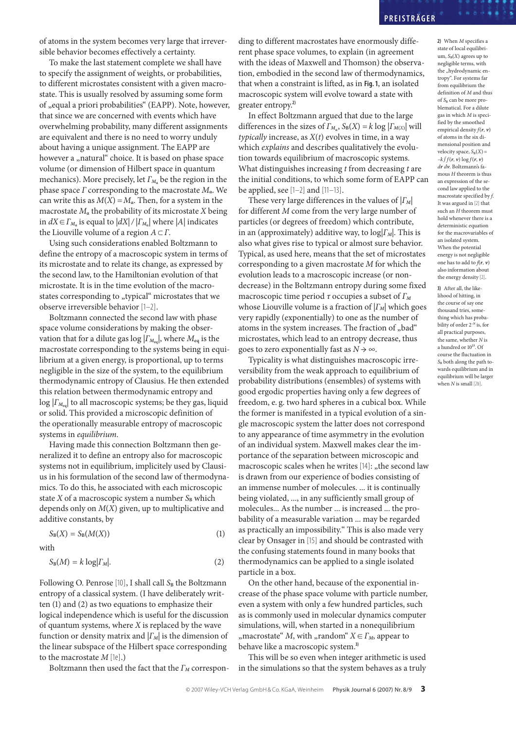of atoms in the system becomes very large that irreversible behavior becomes effectively a certainty.

To make the last statement complete we shall have to specify the assignment of weights, or probabilities, to different microstates consistent with a given macrostate. This is usually resolved by assuming some form of „equal a priori probabilities" (EAPP). Note, however, that since we are concerned with events which have overwhelming probability, many different assignments are equivalent and there is no need to worry unduly about having a unique assignment. The EAPP are however a „natural" choice. It is based on phase space volume (or dimension of Hilbert space in quantum mechanics). More precisely, let $\Gamma_{M_\alpha}$ be the region in the phase space $\Gamma$ corresponding to the macrostate $M_\alpha$. We can write this as $M(X) = M_\alpha$. Then, for a system in the macrostate $M_\alpha$ the probability of its microstate $X$ being in $dX \in \Gamma_{M_\alpha}$ is equal to $|dX| / |\Gamma_{M_\alpha}|$ where $|A|$ indicates the Liouville volume of a region $A \subset \Gamma$.

Using such considerations enabled Boltzmann to define the entropy of a macroscopic system in terms of its microstate and to relate its change, as expressed by the second law, to the Hamiltonian evolution of that microstate. It is in the time evolution of the macrostates corresponding to „typical" microstates that we observe irreversible behavior [1–2].

Boltzmann connected the second law with phase space volume considerations by making the observation that for a dilute gas $\log |\Gamma_{M_{eq}}|$, where $M_{eq}$ is the macrostate corresponding to the systems being in equilibrium at a given energy, is proportional, up to terms negligible in the size of the system, to the equilibrium thermodynamic entropy of Clausius. He then extended this relation between thermodynamic entropy and $\log |\Gamma_{M_{eq}}|$ to all macroscopic systems; be they gas, liquid or solid. This provided a microscopic definition of the operationally measurable entropy of macroscopic systems in *equilibrium*.

Having made this connection Boltzmann then generalized it to define an entropy also for macroscopic systems not in equilibrium, implicitely used by Clausius in his formulation of the second law of thermodynamics. To do this, he associated with each microscopic state $X$ of a macroscopic system a number $S_B$ which depends only on $M(X)$ given, up to multiplicative and additive constants, by

$$S_B(X) = S_B(M(X)) \tag{1}$$

with

$$S_B(M) = k \log|\Gamma_M|. \tag{2}$$

Following O. Penrose [10], I shall call $S_B$ the Boltzmann entropy of a classical system. (I have deliberately written (1) and (2) as two equations to emphasize their logical independence which is useful for the discussion of quantum systems, where $X$ is replaced by the wave function or density matrix and $|\Gamma_M|$ is the dimension of the linear subspace of the Hilbert space corresponding to the macrostate $M$ [1e].)

Boltzmann then used the fact that the $\Gamma_M$ corresponding to different macrostates have enormously different phase space volumes, to explain (in agreement with the ideas of Maxwell and Thomson) the observation, embodied in the second law of thermodynamics, that when a constraint is lifted, as in **Fig. 1**, an isolated macroscopic system will evolve toward a state with greater entropy.[2)]

In effect Boltzmann argued that due to the large differences in the sizes of $\Gamma_{M_\alpha}$, $S_B(X) = k \log |\Gamma_{M(X)}|$ will *typically* increase, as $X(t)$ evolves in time, in a way which *explains* and describes qualitatively the evolution towards equilibrium of macroscopic systems. What distinguishes increasing $t$ from decreasing $t$ are the initial conditions, to which some form of EAPP can be applied, see [1–2] and [11–13].

These very large differences in the values of $|\Gamma_M|$ for different $M$ come from the very large number of particles (or degrees of freedom) which contribute, in an (approximately) additive way, to $\log|\Gamma_M|$. This is also what gives rise to typical or almost sure behavior. Typical, as used here, means that the set of microstates corresponding to a given macrostate $M$ for which the evolution leads to a macroscopic increase (or non-decrease) in the Boltzmann entropy during some fixed macroscopic time period $\tau$ occupies a subset of $\Gamma_M$ whose Liouville volume is a fraction of $|\Gamma_M|$ which goes very rapidly (exponentially) to one as the number of atoms in the system increases. The fraction of „bad" microstates, which lead to an entropy decrease, thus goes to zero exponentially fast as $N \to \infty$.

Typicality is what distinguishes macroscopic irreversibility from the weak approach to equilibrium of probability distributions (ensembles) of systems with good ergodic properties having only a few degrees of freedom, e. g. two hard spheres in a cubical box. While the former is manifested in a typical evolution of a single macroscopic system the latter does not correspond to any appearance of time asymmetry in the evolution of an individual system. Maxwell makes clear the importance of the separation between microscopic and macroscopic scales when he writes [14]: „the second law is drawn from our experience of bodies consisting of an immense number of molecules. ... it is continually being violated, ..., in any sufficiently small group of molecules... As the number ... is increased ... the probability of a measurable variation ... may be regarded as practically an impossibility." This is also made very clear by Onsager in [15] and should be contrasted with the confusing statements found in many books that thermodynamics can be applied to a single isolated particle in a box.

On the other hand, because of the exponential increase of the phase space volume with particle number, even a system with only a few hundred particles, such as is commonly used in molecular dynamics computer simulations, will, when started in a nonequilibrium „macrostate" $M$, with „random" $X \in \Gamma_M$, appear to behave like a macroscopic system.[3)]

This will be so even when integer arithmetic is used in the simulations so that the system behaves as a truly

2) When $M$ specifies a state of local equilibrium, $S_B(X)$ agrees up to negligible terms, with the „hydrodynamic entropy". For systems far from equilibrium the definition of $M$ and thus of $S_B$ can be more problematical. For a dilute gas in which $M$ is specified by the smoothed empirical density $f(\boldsymbol{r}, \boldsymbol{v})$ of atoms in the six dimensional position and velocity space, $S_B(X) = -k \int f(\boldsymbol{r}, \boldsymbol{v}) \log f(\boldsymbol{r}, \boldsymbol{v})\, d\boldsymbol{r}\, d\boldsymbol{v}$. Boltzmann's famous $H$ theorem is thus an expression of the second law applied to the macrostate specified by $f$. It was argued in [2] that such an $H$ theorem must hold whenever there is a deterministic equation for the macrovariables of an isolated system. When the potential energy is not negligible one has to add to $f(\boldsymbol{r}, \boldsymbol{v})$ also information about the energy density [2].

3) After all, the likelihood of hitting, in the course of say one thousand tries, something which has probability of order $2^{-N}$ is, for all practical purposes, the same, whether $N$ is a hundred or $10^{23}$. Of course the fluctuation in $S_B$ both along the path towards equilibrium and in equilibrium will be larger when $N$ is small [2b].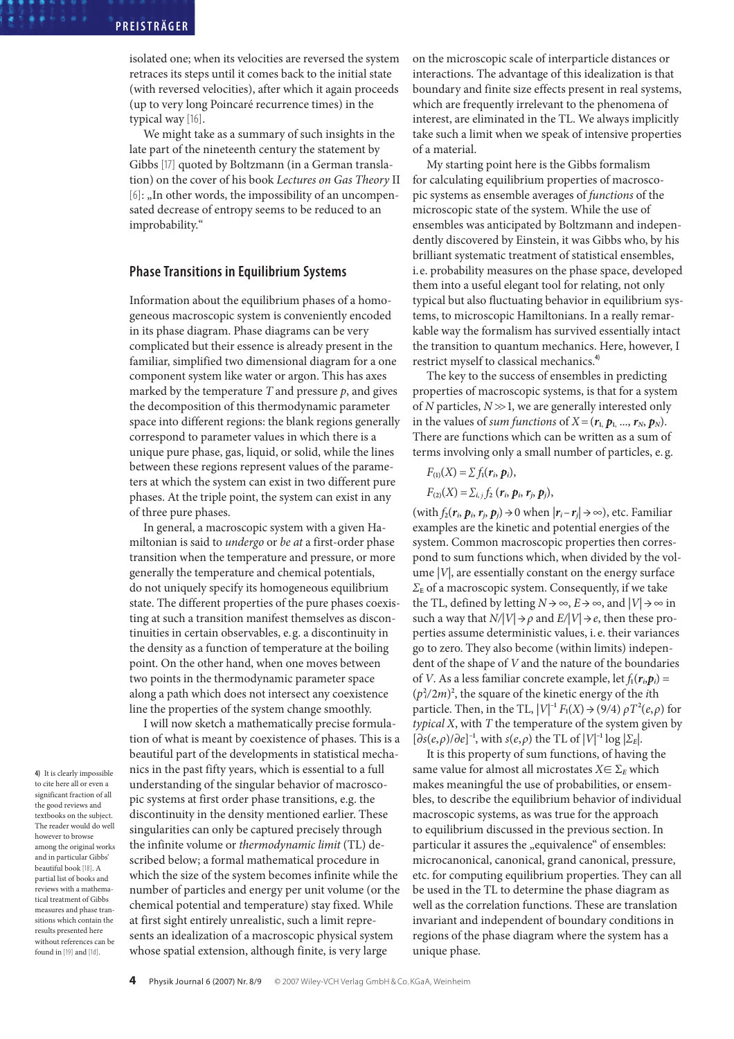isolated one; when its velocities are reversed the system retraces its steps until it comes back to the initial state (with reversed velocities), after which it again proceeds (up to very long Poincaré recurrence times) in the typical way [16].

We might take as a summary of such insights in the late part of the nineteenth century the statement by Gibbs [17] quoted by Boltzmann (in a German translation) on the cover of his book *Lectures on Gas Theory* II [6]: „In other words, the impossibility of an uncompensated decrease of entropy seems to be reduced to an improbability."

## Phase Transitions in Equilibrium Systems

Information about the equilibrium phases of a homogeneous macroscopic system is conveniently encoded in its phase diagram. Phase diagrams can be very complicated but their essence is already present in the familiar, simplified two dimensional diagram for a one component system like water or argon. This has axes marked by the temperature $T$ and pressure $p$, and gives the decomposition of this thermodynamic parameter space into different regions: the blank regions generally correspond to parameter values in which there is a unique pure phase, gas, liquid, or solid, while the lines between these regions represent values of the parameters at which the system can exist in two different pure phases. At the triple point, the system can exist in any of three pure phases.

In general, a macroscopic system with a given Hamiltonian is said to *undergo* or *be at* a first-order phase transition when the temperature and pressure, or more generally the temperature and chemical potentials, do not uniquely specify its homogeneous equilibrium state. The different properties of the pure phases coexisting at such a transition manifest themselves as discontinuities in certain observables, e.g. a discontinuity in the density as a function of temperature at the boiling point. On the other hand, when one moves between two points in the thermodynamic parameter space along a path which does not intersect any coexistence line the properties of the system change smoothly.

I will now sketch a mathematically precise formulation of what is meant by coexistence of phases. This is a beautiful part of the developments in statistical mechanics in the past fifty years, which is essential to a full understanding of the singular behavior of macroscopic systems at first order phase transitions, e.g. the discontinuity in the density mentioned earlier. These singularities can only be captured precisely through the infinite volume or *thermodynamic limit* (TL) described below; a formal mathematical procedure in which the size of the system becomes infinite while the number of particles and energy per unit volume (or the chemical potential and temperature) stay fixed. While at first sight entirely unrealistic, such a limit represents an idealization of a macroscopic physical system whose spatial extension, although finite, is very large on the microscopic scale of interparticle distances or interactions. The advantage of this idealization is that boundary and finite size effects present in real systems, which are frequently irrelevant to the phenomena of interest, are eliminated in the TL. We always implicitly take such a limit when we speak of intensive properties of a material.

My starting point here is the Gibbs formalism for calculating equilibrium properties of macroscopic systems as ensemble averages of *functions* of the microscopic state of the system. While the use of ensembles was anticipated by Boltzmann and independently discovered by Einstein, it was Gibbs who, by his brilliant systematic treatment of statistical ensembles, i.e. probability measures on the phase space, developed them into a useful elegant tool for relating, not only typical but also fluctuating behavior in equilibrium systems, to microscopic Hamiltonians. In a really remarkable way the formalism has survived essentially intact the transition to quantum mechanics. Here, however, I restrict myself to classical mechanics.[4]

The key to the success of ensembles in predicting properties of macroscopic systems, is that for a system of $N$ particles, $N \gg 1$, we are generally interested only in the values of *sum functions* of $X = (\boldsymbol{r}_1, \boldsymbol{p}_1, ..., \boldsymbol{r}_N, \boldsymbol{p}_N)$. There are functions which can be written as a sum of terms involving only a small number of particles, e.g.

$F_{(1)}(X) = \Sigma f_1(\boldsymbol{r}_i, \boldsymbol{p}_i)$,

$F_{(2)}(X) = \Sigma_{i,j} f_2(\boldsymbol{r}_i, \boldsymbol{p}_i, \boldsymbol{r}_j, \boldsymbol{p}_j)$,

(with $f_2(\boldsymbol{r}_i, \boldsymbol{p}_i, \boldsymbol{r}_j, \boldsymbol{p}_j) \to 0$ when $|\boldsymbol{r}_i - \boldsymbol{r}_j| \to \infty$), etc. Familiar examples are the kinetic and potential energies of the system. Common macroscopic properties then correspond to sum functions which, when divided by the volume $|V|$, are essentially constant on the energy surface $\Sigma_E$ of a macroscopic system. Consequently, if we take the TL, defined by letting $N \to \infty$, $E \to \infty$, and $|V| \to \infty$ in such a way that $N/|V| \to \rho$ and $E/|V| \to e$, then these properties assume deterministic values, i.e. their variances go to zero. They also become (within limits) independent of the shape of $V$ and the nature of the boundaries of $V$. As a less familiar concrete example, let $f_1(\boldsymbol{r}_i \boldsymbol{p}_i) = (p_i^2/2m)^2$, the square of the kinetic energy of the $i$th particle. Then, in the TL, $|V|^{-1} F_1(X) \to (9/4)\, \rho T^2(e,\rho)$ for *typical* $X$, with $T$ the temperature of the system given by $[\partial s(e,\rho)/\partial e]^{-1}$, with $s(e,\rho)$ the TL of $|V|^{-1} \log |\Sigma_E|$.

It is this property of sum functions, of having the same value for almost all microstates $X \in \Sigma_E$ which makes meaningful the use of probabilities, or ensembles, to describe the equilibrium behavior of individual macroscopic systems, as was true for the approach to equilibrium discussed in the previous section. In particular it assures the „equivalence" of ensembles: microcanonical, canonical, grand canonical, pressure, etc. for computing equilibrium properties. They can all be used in the TL to determine the phase diagram as well as the correlation functions. These are translation invariant and independent of boundary conditions in regions of the phase diagram where the system has a unique phase.

**4)** It is clearly impossible to cite here all or even a significant fraction of all the good reviews and textbooks on the subject. The reader would do well however to browse among the original works and in particular Gibbs' beautiful book [18]. A partial list of books and reviews with a mathematical treatment of Gibbs measures and phase transitions which contain the results presented here without references can be found in [19] and [1d].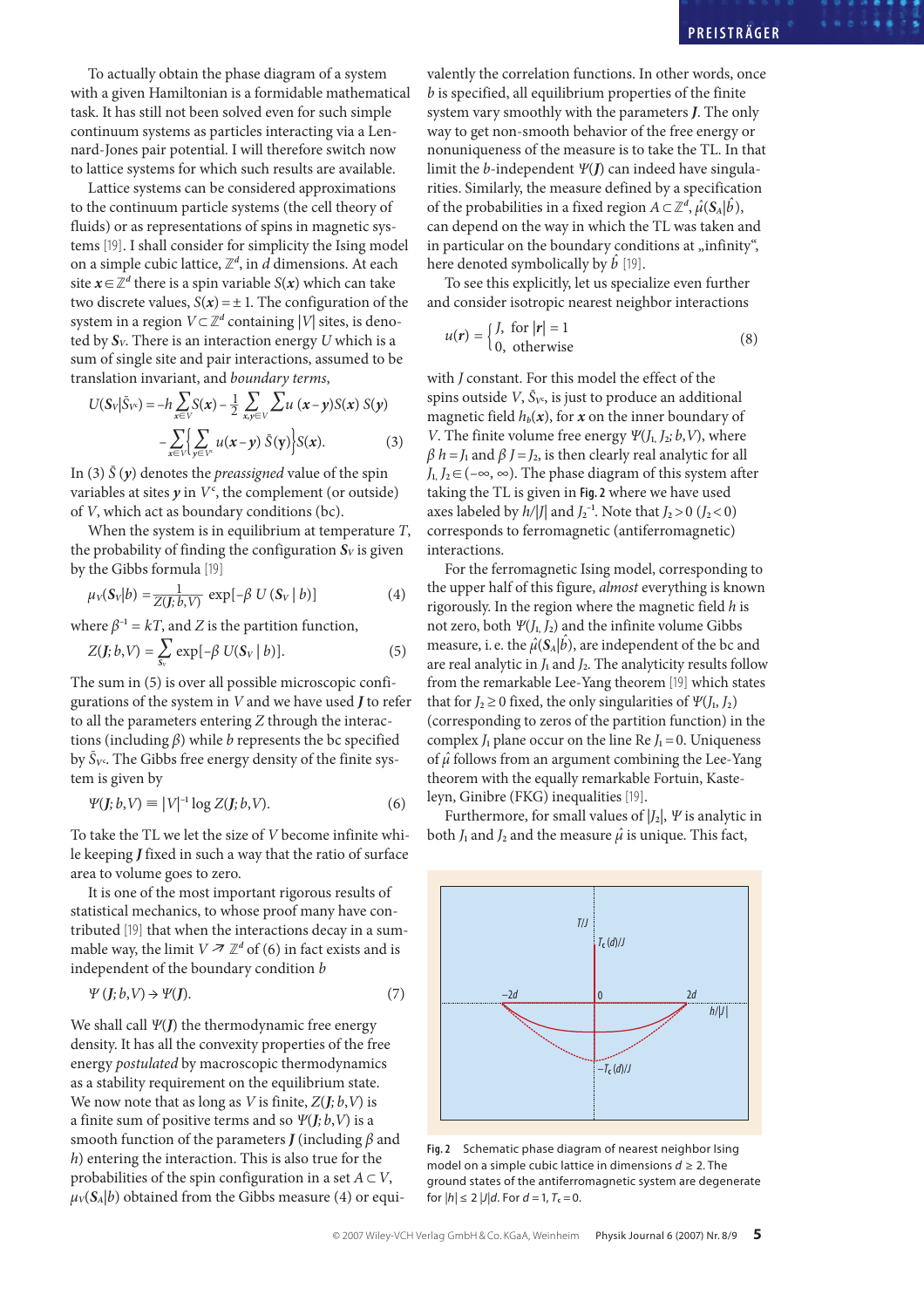To actually obtain the phase diagram of a system with a given Hamiltonian is a formidable mathematical task. It has still not been solved even for such simple continuum systems as particles interacting via a Lennard-Jones pair potential. I will therefore switch now to lattice systems for which such results are available.

Lattice systems can be considered approximations to the continuum particle systems (the cell theory of fluids) or as representations of spins in magnetic systems [19]. I shall consider for simplicity the Ising model on a simple cubic lattice, $\mathbb{Z}^d$, in $d$ dimensions. At each site $\boldsymbol{x} \in \mathbb{Z}^d$ there is a spin variable $S(\boldsymbol{x})$ which can take two discrete values, $S(\boldsymbol{x}) = \pm 1$. The configuration of the system in a region $V \subset \mathbb{Z}^d$ containing $|V|$ sites, is denoted by $\boldsymbol{S}_V$. There is an interaction energy $U$ which is a sum of single site and pair interactions, assumed to be translation invariant, and *boundary terms*,

$$U(\boldsymbol{S}_V|\bar{S}_{V^c}) = -h\sum_{x\in V} S(\boldsymbol{x}) - \tfrac{1}{2}\sum_{x,y\in V}\sum u(\boldsymbol{x}-\boldsymbol{y})S(\boldsymbol{x})\,S(\boldsymbol{y})$$
$$-\sum_{x\in V}\Big\{\sum_{y\in V^c} u(\boldsymbol{x}-\boldsymbol{y})\,\bar{S}(\boldsymbol{y})\Big\}S(\boldsymbol{x}). \qquad (3)$$

In (3) $\bar{S}(\boldsymbol{y})$ denotes the *preassigned* value of the spin variables at sites $\boldsymbol{y}$ in $V^c$, the complement (or outside) of $V$, which act as boundary conditions (bc).

When the system is in equilibrium at temperature $T$, the probability of finding the configuration $\boldsymbol{S}_V$ is given by the Gibbs formula [19]

$$\mu_V(\boldsymbol{S}_V|b) = \frac{1}{Z(\boldsymbol{J};b,V)}\exp[-\beta\, U(\boldsymbol{S}_V\,|\,b)] \qquad (4)$$

where $\beta^{-1} = kT$, and $Z$ is the partition function,

$$Z(\boldsymbol{J};b,V) = \sum_{S_V}\exp[-\beta\, U(\boldsymbol{S}_V\,|\,b)]. \qquad (5)$$

The sum in (5) is over all possible microscopic configurations of the system in $V$ and we have used $\boldsymbol{J}$ to refer to all the parameters entering $Z$ through the interactions (including $\beta$) while $b$ represents the bc specified by $\bar{S}_{V^c}$. The Gibbs free energy density of the finite system is given by

$$\Psi(\boldsymbol{J};b,V) \equiv |V|^{-1}\log Z(\boldsymbol{J};b,V). \qquad (6)$$

To take the TL we let the size of $V$ become infinite while keeping $\boldsymbol{J}$ fixed in such a way that the ratio of surface area to volume goes to zero.

It is one of the most important rigorous results of statistical mechanics, to whose proof many have contributed [19] that when the interactions decay in a summable way, the limit $V \nearrow \mathbb{Z}^d$ of (6) in fact exists and is independent of the boundary condition $b$

$$\Psi(\boldsymbol{J};b,V) \to \Psi(\boldsymbol{J}). \qquad (7)$$

We shall call $\Psi(\boldsymbol{J})$ the thermodynamic free energy density. It has all the convexity properties of the free energy *postulated* by macroscopic thermodynamics as a stability requirement on the equilibrium state. We now note that as long as $V$ is finite, $Z(\boldsymbol{J};b,V)$ is a finite sum of positive terms and so $\Psi(\boldsymbol{J};b,V)$ is a smooth function of the parameters $\boldsymbol{J}$ (including $\beta$ and $h$) entering the interaction. This is also true for the probabilities of the spin configuration in a set $A \subset V$, $\mu_V(\boldsymbol{S}_A|b)$ obtained from the Gibbs measure (4) or equivalently the correlation functions. In other words, once $b$ is specified, all equilibrium properties of the finite system vary smoothly with the parameters $\boldsymbol{J}$. The only way to get non-smooth behavior of the free energy or nonuniqueness of the measure is to take the TL. In that limit the $b$-independent $\Psi(\boldsymbol{J})$ can indeed have singularities. Similarly, the measure defined by a specification of the probabilities in a fixed region $A \subset \mathbb{Z}^d$, $\hat{\mu}(\boldsymbol{S}_A|\hat{b})$, can depend on the way in which the TL was taken and in particular on the boundary conditions at „infinity", here denoted symbolically by $\hat{b}$ [19].

To see this explicitly, let us specialize even further and consider isotropic nearest neighbor interactions

$$u(\boldsymbol{r}) = \begin{cases} J, & \text{for } |\boldsymbol{r}| = 1 \\ 0, & \text{otherwise} \end{cases} \qquad (8)$$

with $J$ constant. For this model the effect of the spins outside $V$, $\bar{S}_{V^c}$, is just to produce an additional magnetic field $h_b(\boldsymbol{x})$, for $\boldsymbol{x}$ on the inner boundary of $V$. The finite volume free energy $\Psi(J_1, J_2; b, V)$, where $\beta h = J_1$ and $\beta J = J_2$, is then clearly real analytic for all $J_1, J_2 \in (-\infty, \infty)$. The phase diagram of this system after taking the TL is given in **Fig. 2** where we have used axes labeled by $h/|J|$ and $J_2^{-1}$. Note that $J_2 > 0$ ($J_2 < 0$) corresponds to ferromagnetic (antiferromagnetic) interactions.

For the ferromagnetic Ising model, corresponding to the upper half of this figure, *almost* everything is known rigorously. In the region where the magnetic field $h$ is not zero, both $\Psi(J_1, J_2)$ and the infinite volume Gibbs measure, i.e. the $\hat{\mu}(\boldsymbol{S}_A|\hat{b})$, are independent of the bc and are real analytic in $J_1$ and $J_2$. The analyticity results follow from the remarkable Lee-Yang theorem [19] which states that for $J_2 \geq 0$ fixed, the only singularities of $\Psi(J_1, J_2)$ (corresponding to zeros of the partition function) in the complex $J_1$ plane occur on the line $\text{Re}\, J_1 = 0$. Uniqueness of $\hat{\mu}$ follows from an argument combining the Lee-Yang theorem with the equally remarkable Fortuin, Kasteleyn, Ginibre (FKG) inequalities [19].

Furthermore, for small values of $|J_2|$, $\Psi$ is analytic in both $J_1$ and $J_2$ and the measure $\hat{\mu}$ is unique. This fact,

**Fig. 2** Schematic phase diagram of nearest neighbor Ising model on a simple cubic lattice in dimensions $d \geq 2$. The ground states of the antiferromagnetic system are degenerate for $|h| \leq 2\,|J|d$. For $d = 1$, $T_c = 0$.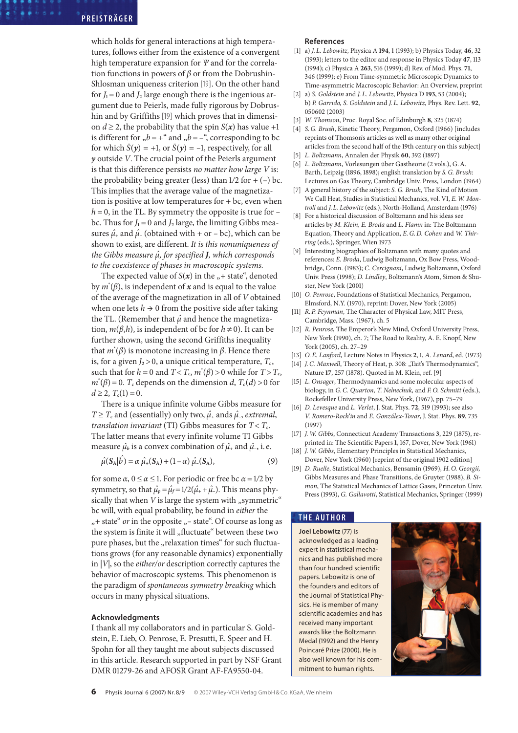which holds for general interactions at high temperatures, follows either from the existence of a convergent high temperature expansion for $\Psi$ and for the correlation functions in powers of $\beta$ or from the Dobrushin-Shlosman uniqueness criterion [19]. On the other hand for $J_1 = 0$ and $J_2$ large enough there is the ingenious argument due to Peierls, made fully rigorous by Dobrushin and by Griffiths [19] which proves that in dimension $d \geq 2$, the probability that the spin $S(\boldsymbol{x})$ has value +1 is different for „$b = +$" and „$b = -$", corresponding to bc for which $\bar{S}(\boldsymbol{y}) = +1$, or $\bar{S}(\boldsymbol{y}) = -1$, respectively, for all $\boldsymbol{y}$ outside $V$. The crucial point of the Peierls argument is that this difference persists *no matter how large* $V$ is: the probability being greater (less) than 1/2 for + (–) bc. This implies that the average value of the magnetization is positive at low temperatures for + bc, even when $h = 0$, in the TL. By symmetry the opposite is true for – bc. Thus for $J_1 = 0$ and $J_2$ large, the limiting Gibbs measures $\hat{\mu}_+$ and $\hat{\mu}_-$ (obtained with + or – bc), which can be shown to exist, are different. *It is this nonuniqueness of the Gibbs measure $\hat{\mu}$, for specified $\boldsymbol{J}$, which corresponds to the coexistence of phases in macroscopic systems.*

The expected value of $S(\boldsymbol{x})$ in the „+ state", denoted by $m^*(\beta)$, is independent of $\boldsymbol{x}$ and is equal to the value of the average of the magnetization in all of $V$ obtained when one lets $h \to 0$ from the positive side after taking the TL. (Remember that $\hat{\mu}$ and hence the magnetization, $m(\beta,h)$, is independent of bc for $h \neq 0$). It can be further shown, using the second Griffiths inequality that $m^*(\beta)$ is monotone increasing in $\beta$. Hence there is, for a given $J_2 > 0$, a unique critical temperature, $T_c$, such that for $h = 0$ and $T < T_c$, $m^*(\beta) > 0$ while for $T > T_c$, $m^*(\beta) = 0$. $T_c$ depends on the dimension $d$, $T_c(d) > 0$ for $d \geq 2$, $T_c(1) = 0$.

There is a unique infinite volume Gibbs measure for $T \geq T_c$ and (essentially) only two, $\hat{\mu}_+$ ands $\hat{\mu}_-$, *extremal*, *translation invariant* (TI) Gibbs measures for $T < T_c$. The latter means that every infinite volume TI Gibbs measure $\hat{\mu}_b$ is a convex combination of $\hat{\mu}_+$ and $\hat{\mu}_-$, i. e.

$$\hat{\mu}(\boldsymbol{S}_\mathrm{A}|\bar{b}) = \alpha\, \hat{\mu}_+(\boldsymbol{S}_\mathrm{A}) + (1-\alpha)\, \hat{\mu}_-(\boldsymbol{S}_\mathrm{A}), \qquad (9)$$

for some $\alpha$, $0 \leq \alpha \leq 1$. For periodic or free bc $\alpha = 1/2$ by symmetry, so that $\hat{\mu}_p = \hat{\mu}_f = 1/2(\hat{\mu}_+ + \hat{\mu}_-)$. This means physically that when $V$ is large the system with „symmetric" bc will, with equal probability, be found in *either* the „+ state" *or* in the opposite „– state". Of course as long as the system is finite it will „fluctuate" between these two pure phases, but the „relaxation times" for such fluctuations grows (for any reasonable dynamics) exponentially in $|V|$, so the *either/or* description correctly captures the behavior of macroscopic systems. This phenomenon is the paradigm of *spontaneous symmetry breaking* which occurs in many physical situations.

## Acknowledgments

I thank all my collaborators and in particular S. Goldstein, E. Lieb, O. Penrose, E. Presutti, E. Speer and H. Spohn for all they taught me about subjects discussed in this article. Research supported in part by NSF Grant DMR 01279-26 and AFOSR Grant AF-FA9550-04.

## References

[1] a) *J. L. Lebowitz*, Physica A **194**, 1 (1993); b) Physics Today, **46**, 32 (1993); letters to the editor and response in Physics Today **47**, 113 (1994); c) Physica A **263**, 516 (1999); d) Rev. of Mod. Phys. **71**, 346 (1999); e) From Time-symmetric Microscopic Dynamics to Time-asymmetric Macroscopic Behavior: An Overview, preprint

[2] a) *S. Goldstein* and *J. L. Lebowitz*, Physica D **193**, 53 (2004); b) *P. Garrido, S. Goldstein* and *J. L. Lebowitz*, Phys. Rev. Lett. **92**, 050602 (2003)

[3] *W. Thomson*, Proc. Royal Soc. of Edinburgh **8**, 325 (1874)

[4] *S. G. Brush*, Kinetic Theory, Pergamon, Oxford (1966) [includes reprints of Thomson's articles as well as many other original articles from the second half of the 19th century on this subject]

[5] *L. Boltzmann*, Annalen der Physik **60**, 392 (1897)

[6] *L. Boltzmann*, Vorlesungen über Gastheorie (2 vols.), G. A. Barth, Leipzig (1896, 1898); english translation by *S. G. Brush*: Lectures on Gas Theory, Cambridge Univ. Press, London (1964)

[7] A general history of the subject: *S. G. Brush*, The Kind of Motion We Call Heat, Studies in Statistical Mechanics, vol. VI, *E. W. Montroll* and *J. L. Lebowitz* (eds.), North-Holland, Amsterdam (1976)

[8] For a historical discussion of Boltzmann and his ideas see articles by *M. Klein, E. Broda* and *L. Flamn* in: The Boltzmann Equation, Theory and Application, *E. G. D. Cohen* and *W. Thirring* (eds.), Springer, Wien 1973

[9] Interesting biographies of Boltzmann with many quotes and references: *E. Broda*, Ludwig Boltzmann, Ox Bow Press, Woodbridge, Conn. (1983); *C. Cercignani*, Ludwig Boltzmann, Oxford Univ. Press (1998); *D. Lindley*, Boltzmann's Atom, Simon & Shuster, New York (2001)

[10] *O. Penrose*, Foundations of Statistical Mechanics, Pergamon, Elmsford, N.Y. (1970), reprint: Dover, New York (2005)

[11] *R. P. Feynman*, The Character of Physical Law, MIT Press, Cambridge, Mass. (1967), ch. 5

[12] *R. Penrose*, The Emperor's New Mind, Oxford University Press, New York (1990), ch. 7; The Road to Reality, A. E. Knopf, New York (2005), ch. 27–29

[13] *O. E. Lanford*, Lecture Notes in Physics **2**, 1, *A. Lenard*, ed. (1973)

[14] *J. C. Maxwell*, Theory of Heat, p. 308: „Tait's Thermodynamics", Nature **17**, 257 (1878). Quoted in M. Klein, ref. [9]

[15] *L. Onsager*, Thermodynamics and some molecular aspects of biology, in *G. C. Quarton, T. Nelnechuk,* and *F. O. Schmitt* (eds.), Rockefeller University Press, New York, (1967), pp. 75–79

[16] *D. Levesque* and *L. Verlet*, J. Stat. Phys. **72**, 519 (1993); see also *V. Romero-Roch'in* and *E. González-Tovar*, J. Stat. Phys. **89**, 735 (1997)

[17] *J. W. Gibbs*, Connecticut Academy Transactions **3**, 229 (1875), reprinted in: The Scientific Papers **1**, 167, Dover, New York (1961)

[18] *J. W. Gibbs*, Elementary Principles in Statistical Mechanics, Dover, New York (1960) [reprint of the original 1902 edition]

[19] *D. Ruelle*, Statistical Mechanics, Bensamin (1969), *H. O. Georgii*, Gibbs Measures and Phase Transitions, de Gruyter (1988), *B. Simon*, The Statistical Mechanics of Lattice Gases, Princeton Univ. Press (1993), *G. Gallavotti*, Statistical Mechanics, Springer (1999)

## THE AUTHOR

**Joel Lebowitz** (77) is acknowledged as a leading expert in statistical mechanics and has published more than four hundred scientific papers. Lebowitz is one of the founders and editors of the Journal of Statistical Physics. He is member of many scientific academies and has received many important awards like the Boltzmann Medal (1992) and the Henry Poincaré Prize (2000). He is also well known for his commitment to human rights.